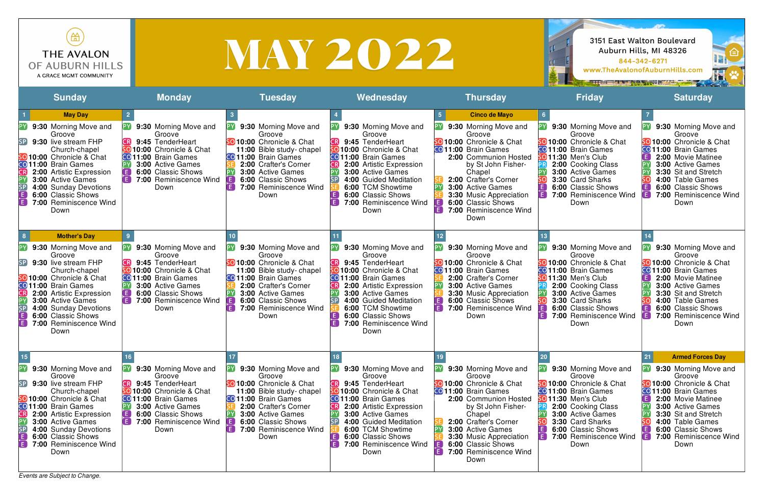THE AVALON OF AUBURN HILLS

A GRACE MGMT COMMUNITY

# MAY 2022

3151 East Walton Boulevard
Auburn Hills, MI 48326
844-342-6271
www.TheAvalonofAuburnHills.com

| Sunday | Monday | Tuesday | Wednesday | Thursday | Friday | Saturday |
|---|---|---|---|---|---|---|
| 1 **May Day**<br>PY 9:30 Morning Move and Groove<br>SP 9:30 live stream FHP Church-chapel<br>SO 10:00 Chronicle & Chat<br>CO 11:00 Brain Games<br>CR 2:00 Artistic Expression<br>PY 3:00 Active Games<br>SP 4:00 Sunday Devotions<br>E 6:00 Classic Shows<br>E 7:00 Reminiscence Wind Down | 2<br>PY 9:30 Morning Move and Groove<br>CR 9:45 TenderHeart<br>SO 10:00 Chronicle & Chat<br>CO 11:00 Brain Games<br>PY 3:00 Active Games<br>E 6:00 Classic Shows<br>E 7:00 Reminiscence Wind Down | 3<br>PY 9:30 Morning Move and Groove<br>SO 10:00 Chronicle & Chat<br>11:00 Bible study- chapel<br>CO 11:00 Brain Games<br>SE 2:00 Crafter's Corner<br>PY 3:00 Active Games<br>E 6:00 Classic Shows<br>E 7:00 Reminiscence Wind Down | 4<br>PY 9:30 Morning Move and Groove<br>CR 9:45 TenderHeart<br>SO 10:00 Chronicle & Chat<br>CO 11:00 Brain Games<br>CR 2:00 Artistic Expression<br>PY 3:00 Active Games<br>SP 4:00 Guided Meditation<br>SE 6:00 TCM Showtime<br>E 6:00 Classic Shows<br>E 7:00 Reminiscence Wind Down | 5 **Cinco de Mayo**<br>PY 9:30 Morning Move and Groove<br>SO 10:00 Chronicle & Chat<br>CO 11:00 Brain Games<br>2:00 Communion Hosted by St John Fisher-Chapel<br>SE 2:00 Crafter's Corner<br>PY 3:00 Active Games<br>SE 3:30 Music Appreciation<br>E 6:00 Classic Shows<br>E 7:00 Reminiscence Wind Down | 6<br>PY 9:30 Morning Move and Groove<br>SO 10:00 Chronicle & Chat<br>CO 11:00 Brain Games<br>SO 11:30 Men's Club<br>PR 2:00 Cooking Class<br>PY 3:00 Active Games<br>SO 3:30 Card Sharks<br>E 6:00 Classic Shows<br>E 7:00 Reminiscence Wind Down | 7<br>PY 9:30 Morning Move and Groove<br>SO 10:00 Chronicle & Chat<br>CO 11:00 Brain Games<br>E 2:00 Movie Matinee<br>PY 3:00 Active Games<br>PY 3:30 Sit and Stretch<br>SO 4:00 Table Games<br>E 6:00 Classic Shows<br>E 7:00 Reminiscence Wind Down |
| 8 **Mother's Day**<br>PY 9:30 Morning Move and Groove<br>SP 9:30 live stream FHP Church-chapel<br>SO 10:00 Chronicle & Chat<br>CO 11:00 Brain Games<br>CR 2:00 Artistic Expression<br>PY 3:00 Active Games<br>SP 4:00 Sunday Devotions<br>E 6:00 Classic Shows<br>E 7:00 Reminiscence Wind Down | 9<br>PY 9:30 Morning Move and Groove<br>CR 9:45 TenderHeart<br>SO 10:00 Chronicle & Chat<br>CO 11:00 Brain Games<br>PY 3:00 Active Games<br>E 6:00 Classic Shows<br>E 7:00 Reminiscence Wind Down | 10<br>PY 9:30 Morning Move and Groove<br>SO 10:00 Chronicle & Chat<br>11:00 Bible study- chapel<br>CO 11:00 Brain Games<br>SE 2:00 Crafter's Corner<br>PY 3:00 Active Games<br>E 6:00 Classic Shows<br>E 7:00 Reminiscence Wind Down | 11<br>PY 9:30 Morning Move and Groove<br>CR 9:45 TenderHeart<br>SO 10:00 Chronicle & Chat<br>CO 11:00 Brain Games<br>CR 2:00 Artistic Expression<br>PY 3:00 Active Games<br>SP 4:00 Guided Meditation<br>SE 6:00 TCM Showtime<br>E 6:00 Classic Shows<br>E 7:00 Reminiscence Wind Down | 12<br>PY 9:30 Morning Move and Groove<br>SO 10:00 Chronicle & Chat<br>CO 11:00 Brain Games<br>SE 2:00 Crafter's Corner<br>PY 3:00 Active Games<br>SE 3:30 Music Appreciation<br>E 6:00 Classic Shows<br>E 7:00 Reminiscence Wind Down | 13<br>PY 9:30 Morning Move and Groove<br>SO 10:00 Chronicle & Chat<br>CO 11:00 Brain Games<br>SO 11:30 Men's Club<br>PR 2:00 Cooking Class<br>PY 3:00 Active Games<br>SO 3:30 Card Sharks<br>E 6:00 Classic Shows<br>E 7:00 Reminiscence Wind Down | 14<br>PY 9:30 Morning Move and Groove<br>SO 10:00 Chronicle & Chat<br>CO 11:00 Brain Games<br>E 2:00 Movie Matinee<br>PY 3:00 Active Games<br>PY 3:30 Sit and Stretch<br>SO 4:00 Table Games<br>E 6:00 Classic Shows<br>E 7:00 Reminiscence Wind Down |
| 15<br>PY 9:30 Morning Move and Groove<br>SP 9:30 live stream FHP Church-chapel<br>SO 10:00 Chronicle & Chat<br>CO 11:00 Brain Games<br>CR 2:00 Artistic Expression<br>PY 3:00 Active Games<br>SP 4:00 Sunday Devotions<br>E 6:00 Classic Shows<br>E 7:00 Reminiscence Wind Down | 16<br>PY 9:30 Morning Move and Groove<br>CR 9:45 TenderHeart<br>SO 10:00 Chronicle & Chat<br>CO 11:00 Brain Games<br>PY 3:00 Active Games<br>E 6:00 Classic Shows<br>E 7:00 Reminiscence Wind Down | 17<br>PY 9:30 Morning Move and Groove<br>SO 10:00 Chronicle & Chat<br>11:00 Bible study- chapel<br>CO 11:00 Brain Games<br>SE 2:00 Crafter's Corner<br>PY 3:00 Active Games<br>E 6:00 Classic Shows<br>E 7:00 Reminiscence Wind Down | 18<br>PY 9:30 Morning Move and Groove<br>CR 9:45 TenderHeart<br>SO 10:00 Chronicle & Chat<br>CO 11:00 Brain Games<br>CR 2:00 Artistic Expression<br>PY 3:00 Active Games<br>SP 4:00 Guided Meditation<br>SP 6:00 TCM Showtime<br>E 6:00 Classic Shows<br>E 7:00 Reminiscence Wind Down | 19<br>PY 9:30 Morning Move and Groove<br>SO 10:00 Chronicle & Chat<br>CO 11:00 Brain Games<br>2:00 Communion Hosted by St John Fisher-Chapel<br>SE 2:00 Crafter's Corner<br>PY 3:00 Active Games<br>SE 3:30 Music Appreciation<br>E 6:00 Classic Shows<br>E 7:00 Reminiscence Wind Down | 20<br>PY 9:30 Morning Move and Groove<br>SO 10:00 Chronicle & Chat<br>CO 11:00 Brain Games<br>SO 11:30 Men's Club<br>PR 2:00 Cooking Class<br>PY 3:00 Active Games<br>SO 3:30 Card Sharks<br>E 6:00 Classic Shows<br>E 7:00 Reminiscence Wind Down | 21 **Armed Forces Day**<br>PY 9:30 Morning Move and Groove<br>SO 10:00 Chronicle & Chat<br>CO 11:00 Brain Games<br>E 2:00 Movie Matinee<br>PY 3:00 Active Games<br>PY 3:30 Sit and Stretch<br>SO 4:00 Table Games<br>E 6:00 Classic Shows<br>E 7:00 Reminiscence Wind Down |

*Events are Subject to Change.*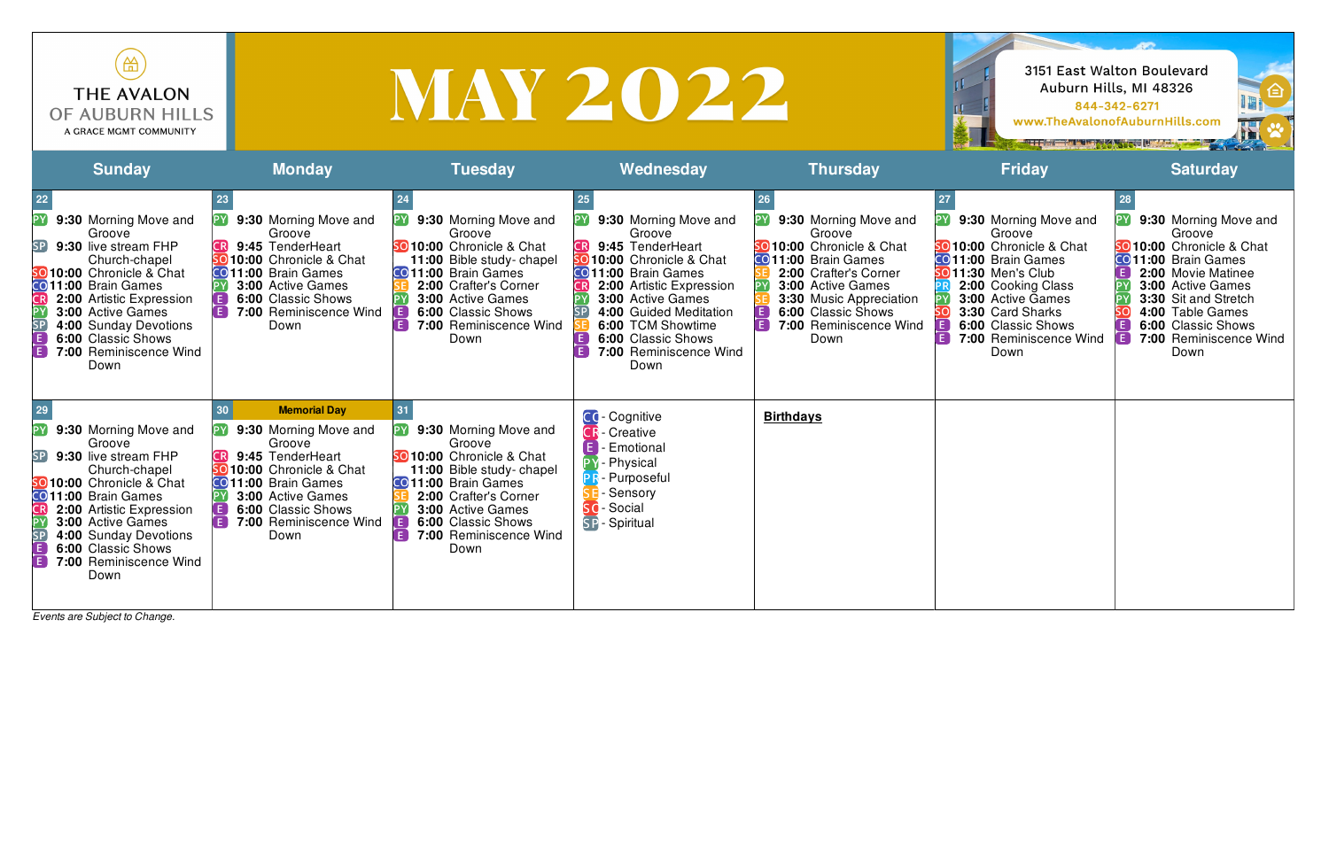THE AVALON OF AUBURN HILLS

A GRACE MGMT COMMUNITY

# MAY 2022

3151 East Walton Boulevard
Auburn Hills, MI 48326
844-342-6271
www.TheAvalonofAuburnHills.com

| Sunday | Monday | Tuesday | Wednesday | Thursday | Friday | Saturday |
|---|---|---|---|---|---|---|
| **22**<br>PY **9:30** Morning Move and Groove<br>SP **9:30** live stream FHP Church-chapel<br>SO **10:00** Chronicle & Chat<br>CO **11:00** Brain Games<br>CR **2:00** Artistic Expression<br>PY **3:00** Active Games<br>SP **4:00** Sunday Devotions<br>E **6:00** Classic Shows<br>E **7:00** Reminiscence Wind Down | **23**<br>PY **9:30** Morning Move and Groove<br>CR **9:45** TenderHeart<br>SO **10:00** Chronicle & Chat<br>CO **11:00** Brain Games<br>PY **3:00** Active Games<br>E **6:00** Classic Shows<br>E **7:00** Reminiscence Wind Down | **24**<br>PY **9:30** Morning Move and Groove<br>SO **10:00** Chronicle & Chat<br>**11:00** Bible study- chapel<br>CO **11:00** Brain Games<br>SE **2:00** Crafter's Corner<br>PY **3:00** Active Games<br>E **6:00** Classic Shows<br>E **7:00** Reminiscence Wind Down | **25**<br>PY **9:30** Morning Move and Groove<br>CR **9:45** TenderHeart<br>SO **10:00** Chronicle & Chat<br>CO **11:00** Brain Games<br>CR **2:00** Artistic Expression<br>PY **3:00** Active Games<br>SP **4:00** Guided Meditation<br>SE **6:00** TCM Showtime<br>E **6:00** Classic Shows<br>E **7:00** Reminiscence Wind Down | **26**<br>PY **9:30** Morning Move and Groove<br>SO **10:00** Chronicle & Chat<br>CO **11:00** Brain Games<br>SE **2:00** Crafter's Corner<br>PY **3:00** Active Games<br>SE **3:30** Music Appreciation<br>E **6:00** Classic Shows<br>E **7:00** Reminiscence Wind Down | **27**<br>PY **9:30** Morning Move and Groove<br>SO **10:00** Chronicle & Chat<br>CO **11:00** Brain Games<br>SO **11:30** Men's Club<br>PR **2:00** Cooking Class<br>PY **3:00** Active Games<br>SO **3:30** Card Sharks<br>E **6:00** Classic Shows<br>E **7:00** Reminiscence Wind Down | **28**<br>PY **9:30** Morning Move and Groove<br>SO **10:00** Chronicle & Chat<br>CO **11:00** Brain Games<br>E **2:00** Movie Matinee<br>PY **3:00** Active Games<br>PY **3:30** Sit and Stretch<br>SO **4:00** Table Games<br>E **6:00** Classic Shows<br>E **7:00** Reminiscence Wind Down |
| **29**<br>PY **9:30** Morning Move and Groove<br>SP **9:30** live stream FHP Church-chapel<br>SO **10:00** Chronicle & Chat<br>CO **11:00** Brain Games<br>CR **2:00** Artistic Expression<br>PY **3:00** Active Games<br>SP **4:00** Sunday Devotions<br>E **6:00** Classic Shows<br>E **7:00** Reminiscence Wind Down | **30** **Memorial Day**<br>PY **9:30** Morning Move and Groove<br>CR **9:45** TenderHeart<br>SO **10:00** Chronicle & Chat<br>CO **11:00** Brain Games<br>PY **3:00** Active Games<br>E **6:00** Classic Shows<br>E **7:00** Reminiscence Wind Down | **31**<br>PY **9:30** Morning Move and Groove<br>SO **10:00** Chronicle & Chat<br>**11:00** Bible study- chapel<br>CO **11:00** Brain Games<br>SE **2:00** Crafter's Corner<br>PY **3:00** Active Games<br>E **6:00** Classic Shows<br>E **7:00** Reminiscence Wind Down | CO - Cognitive<br>CR - Creative<br>E - Emotional<br>PY - Physical<br>PR - Purposeful<br>SE - Sensory<br>SO - Social<br>SP - Spiritual | **Birthdays** | | |

*Events are Subject to Change.*